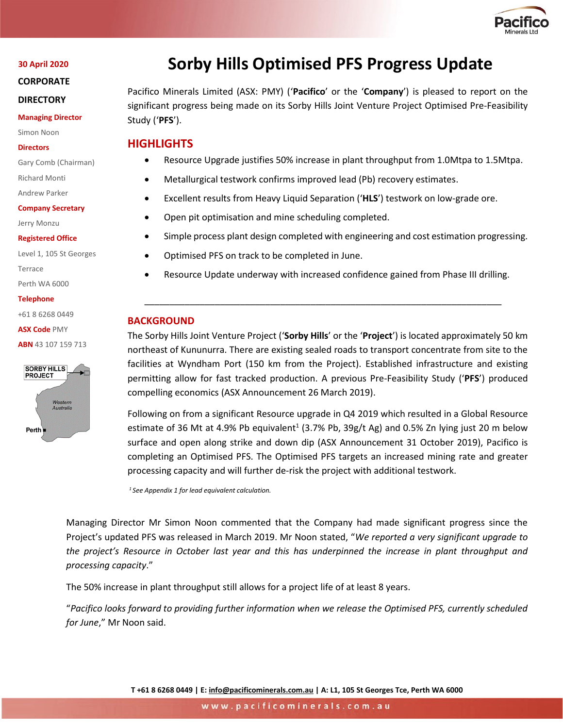30 April 2020

**CORPORATE DIRECTORY**

**Managing Director**
Simon Noon

**Directors**
Gary Comb (Chairman)
Richard Monti
Andrew Parker

**Company Secretary**
Jerry Monzu

**Registered Office**
Level 1, 105 St Georges Terrace
Perth WA 6000

**Telephone**
+61 8 6268 0449

**ASX Code** PMY

**ABN** 43 107 159 713

# Sorby Hills Optimised PFS Progress Update

Pacifico Minerals Limited (ASX: PMY) ('**Pacifico**' or the '**Company**') is pleased to report on the significant progress being made on its Sorby Hills Joint Venture Project Optimised Pre-Feasibility Study ('**PFS**').

## HIGHLIGHTS

- Resource Upgrade justifies 50% increase in plant throughput from 1.0Mtpa to 1.5Mtpa.
- Metallurgical testwork confirms improved lead (Pb) recovery estimates.
- Excellent results from Heavy Liquid Separation ('**HLS**') testwork on low-grade ore.
- Open pit optimisation and mine scheduling completed.
- Simple process plant design completed with engineering and cost estimation progressing.
- Optimised PFS on track to be completed in June.
- Resource Update underway with increased confidence gained from Phase III drilling.

---

## BACKGROUND

The Sorby Hills Joint Venture Project ('**Sorby Hills**' or the '**Project**') is located approximately 50 km northeast of Kununurra. There are existing sealed roads to transport concentrate from site to the facilities at Wyndham Port (150 km from the Project). Established infrastructure and existing permitting allow for fast tracked production. A previous Pre-Feasibility Study ('**PFS**') produced compelling economics (ASX Announcement 26 March 2019).

Following on from a significant Resource upgrade in Q4 2019 which resulted in a Global Resource estimate of 36 Mt at 4.9% Pb equivalent[1] (3.7% Pb, 39g/t Ag) and 0.5% Zn lying just 20 m below surface and open along strike and down dip (ASX Announcement 31 October 2019), Pacifico is completing an Optimised PFS. The Optimised PFS targets an increased mining rate and greater processing capacity and will further de-risk the project with additional testwork.

*[1] See Appendix 1 for lead equivalent calculation.*

Managing Director Mr Simon Noon commented that the Company had made significant progress since the Project's updated PFS was released in March 2019. Mr Noon stated, "*We reported a very significant upgrade to the project's Resource in October last year and this has underpinned the increase in plant throughput and processing capacity*."

The 50% increase in plant throughput still allows for a project life of at least 8 years.

"*Pacifico looks forward to providing further information when we release the Optimised PFS, currently scheduled for June*," Mr Noon said.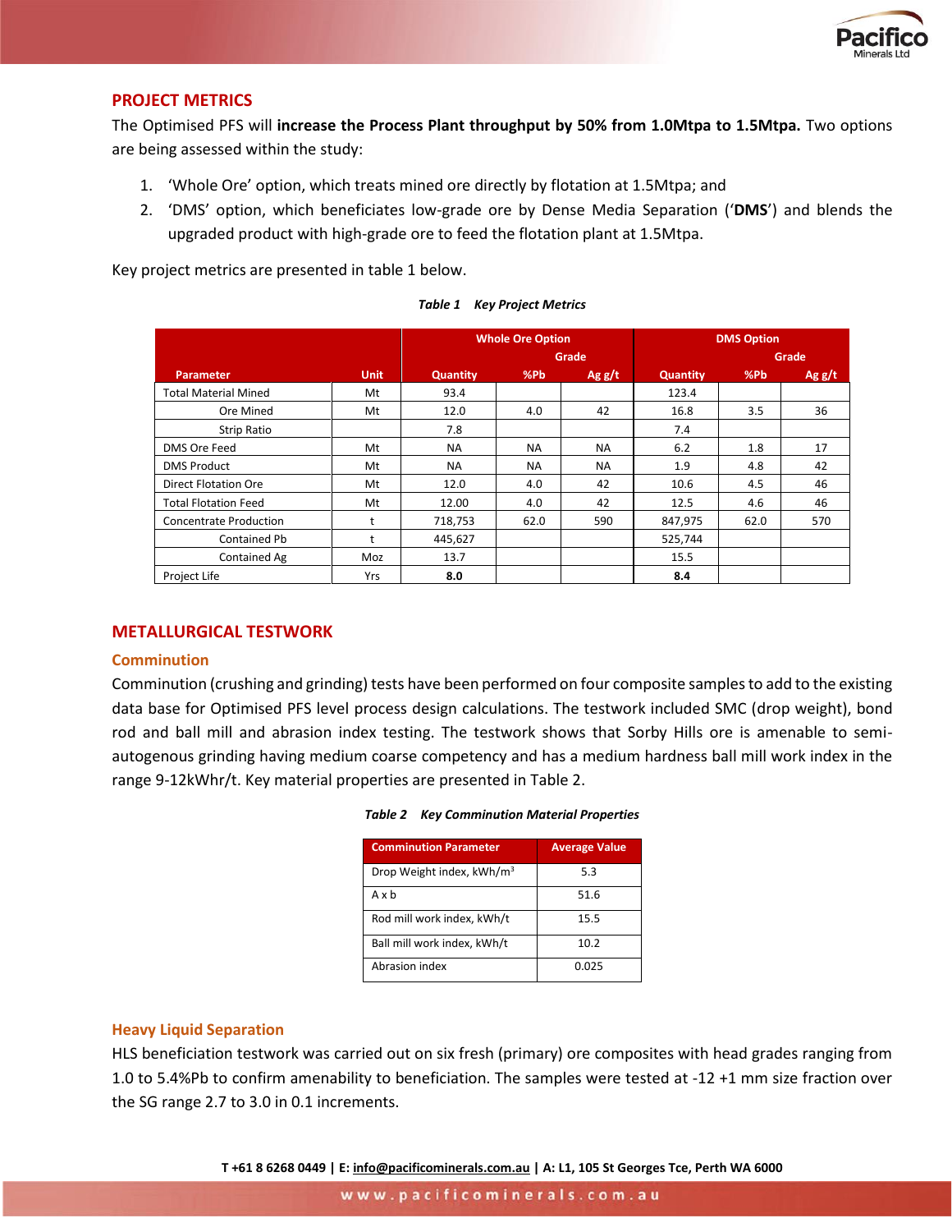## PROJECT METRICS

The Optimised PFS will **increase the Process Plant throughput by 50% from 1.0Mtpa to 1.5Mtpa.** Two options are being assessed within the study:

1. ‘Whole Ore’ option, which treats mined ore directly by flotation at 1.5Mtpa; and
2. ‘DMS’ option, which beneficiates low-grade ore by Dense Media Separation (‘**DMS**’) and blends the upgraded product with high-grade ore to feed the flotation plant at 1.5Mtpa.

Key project metrics are presented in table 1 below.

*Table 1 Key Project Metrics*

| Parameter | Unit | Whole Ore Option | | | DMS Option | | |
|---|---|---|---|---|---|---|---|
| | | | Grade | | | Grade | |
| | | Quantity | %Pb | Ag g/t | Quantity | %Pb | Ag g/t |
| Total Material Mined | Mt | 93.4 | | | 123.4 | | |
| Ore Mined | Mt | 12.0 | 4.0 | 42 | 16.8 | 3.5 | 36 |
| Strip Ratio | | 7.8 | | | 7.4 | | |
| DMS Ore Feed | Mt | NA | NA | NA | 6.2 | 1.8 | 17 |
| DMS Product | Mt | NA | NA | NA | 1.9 | 4.8 | 42 |
| Direct Flotation Ore | Mt | 12.0 | 4.0 | 42 | 10.6 | 4.5 | 46 |
| Total Flotation Feed | Mt | 12.00 | 4.0 | 42 | 12.5 | 4.6 | 46 |
| Concentrate Production | t | 718,753 | 62.0 | 590 | 847,975 | 62.0 | 570 |
| Contained Pb | t | 445,627 | | | 525,744 | | |
| Contained Ag | Moz | 13.7 | | | 15.5 | | |
| Project Life | Yrs | **8.0** | | | **8.4** | | |

## METALLURGICAL TESTWORK

### Comminution

Comminution (crushing and grinding) tests have been performed on four composite samples to add to the existing data base for Optimised PFS level process design calculations. The testwork included SMC (drop weight), bond rod and ball mill and abrasion index testing. The testwork shows that Sorby Hills ore is amenable to semi-autogenous grinding having medium coarse competency and has a medium hardness ball mill work index in the range 9-12kWhr/t. Key material properties are presented in Table 2.

*Table 2 Key Comminution Material Properties*

| Comminution Parameter | Average Value |
|---|---|
| Drop Weight index, kWh/m$^3$ | 5.3 |
| A x b | 51.6 |
| Rod mill work index, kWh/t | 15.5 |
| Ball mill work index, kWh/t | 10.2 |
| Abrasion index | 0.025 |

### Heavy Liquid Separation

HLS beneficiation testwork was carried out on six fresh (primary) ore composites with head grades ranging from 1.0 to 5.4%Pb to confirm amenability to beneficiation. The samples were tested at -12 +1 mm size fraction over the SG range 2.7 to 3.0 in 0.1 increments.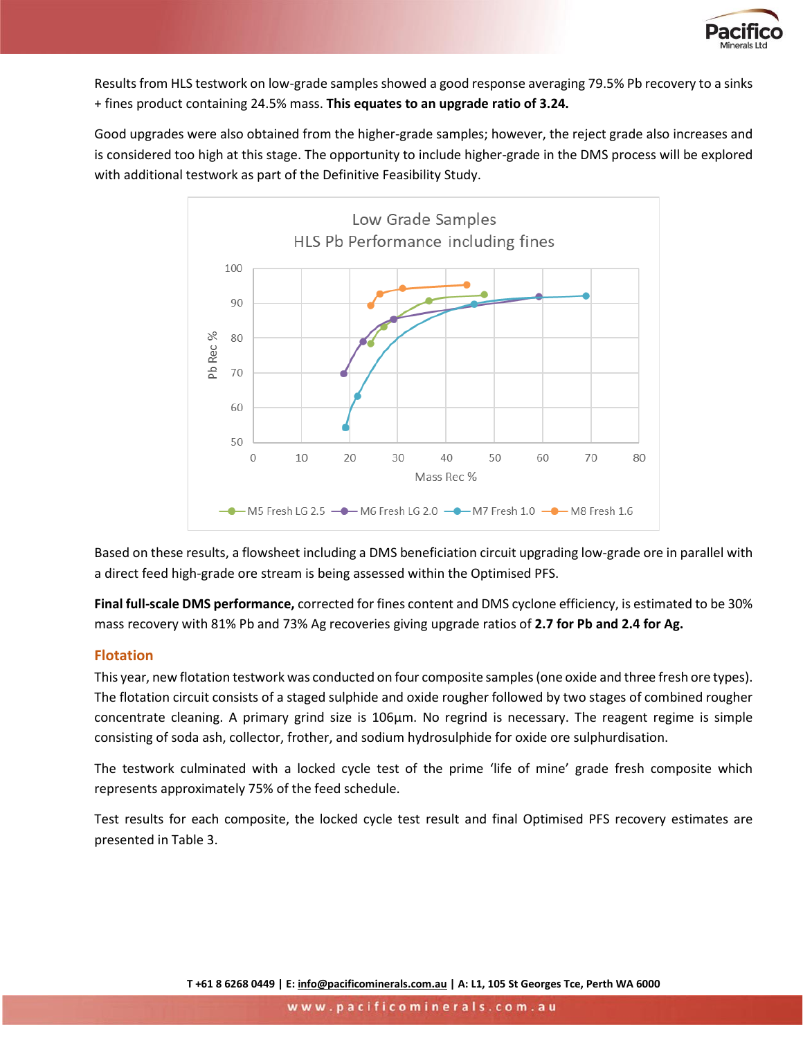Results from HLS testwork on low-grade samples showed a good response averaging 79.5% Pb recovery to a sinks + fines product containing 24.5% mass. **This equates to an upgrade ratio of 3.24.**

Good upgrades were also obtained from the higher-grade samples; however, the reject grade also increases and is considered too high at this stage. The opportunity to include higher-grade in the DMS process will be explored with additional testwork as part of the Definitive Feasibility Study.

Based on these results, a flowsheet including a DMS beneficiation circuit upgrading low-grade ore in parallel with a direct feed high-grade ore stream is being assessed within the Optimised PFS.

**Final full-scale DMS performance,** corrected for fines content and DMS cyclone efficiency, is estimated to be 30% mass recovery with 81% Pb and 73% Ag recoveries giving upgrade ratios of **2.7 for Pb and 2.4 for Ag.**

## Flotation

This year, new flotation testwork was conducted on four composite samples (one oxide and three fresh ore types). The flotation circuit consists of a staged sulphide and oxide rougher followed by two stages of combined rougher concentrate cleaning. A primary grind size is 106µm. No regrind is necessary. The reagent regime is simple consisting of soda ash, collector, frother, and sodium hydrosulphide for oxide ore sulphurdisation.

The testwork culminated with a locked cycle test of the prime 'life of mine' grade fresh composite which represents approximately 75% of the feed schedule.

Test results for each composite, the locked cycle test result and final Optimised PFS recovery estimates are presented in Table 3.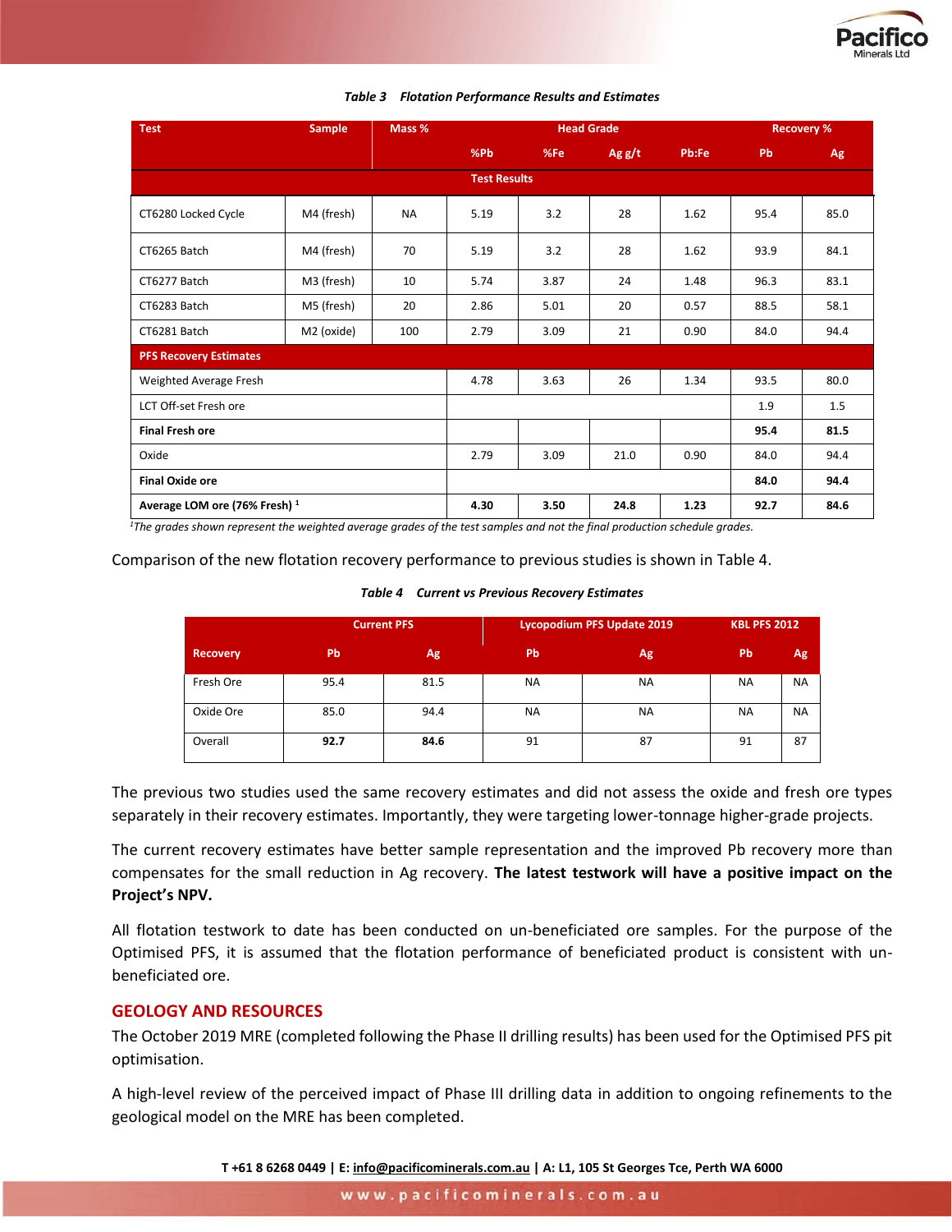*Table 3 Flotation Performance Results and Estimates*

| Test | Sample | Mass % | Head Grade | | | | Recovery % | |
|---|---|---|---|---|---|---|---|---|
| | | | %Pb | %Fe | Ag g/t | Pb:Fe | Pb | Ag |
| **Test Results** | | | | | | | | |
| CT6280 Locked Cycle | M4 (fresh) | NA | 5.19 | 3.2 | 28 | 1.62 | 95.4 | 85.0 |
| CT6265 Batch | M4 (fresh) | 70 | 5.19 | 3.2 | 28 | 1.62 | 93.9 | 84.1 |
| CT6277 Batch | M3 (fresh) | 10 | 5.74 | 3.87 | 24 | 1.48 | 96.3 | 83.1 |
| CT6283 Batch | M5 (fresh) | 20 | 2.86 | 5.01 | 20 | 0.57 | 88.5 | 58.1 |
| CT6281 Batch | M2 (oxide) | 100 | 2.79 | 3.09 | 21 | 0.90 | 84.0 | 94.4 |
| **PFS Recovery Estimates** | | | | | | | | |
| Weighted Average Fresh | | | 4.78 | 3.63 | 26 | 1.34 | 93.5 | 80.0 |
| LCT Off-set Fresh ore | | | | | | | 1.9 | 1.5 |
| **Final Fresh ore** | | | | | | | **95.4** | **81.5** |
| Oxide | | | 2.79 | 3.09 | 21.0 | 0.90 | 84.0 | 94.4 |
| **Final Oxide ore** | | | | | | | **84.0** | **94.4** |
| **Average LOM ore (76% Fresh) [1]** | | | **4.30** | **3.50** | **24.8** | **1.23** | **92.7** | **84.6** |

*[1]The grades shown represent the weighted average grades of the test samples and not the final production schedule grades.*

Comparison of the new flotation recovery performance to previous studies is shown in Table 4.

*Table 4 Current vs Previous Recovery Estimates*

| | Current PFS | | Lycopodium PFS Update 2019 | | KBL PFS 2012 | |
|---|---|---|---|---|---|---|
| Recovery | Pb | Ag | Pb | Ag | Pb | Ag |
| Fresh Ore | 95.4 | 81.5 | NA | NA | NA | NA |
| Oxide Ore | 85.0 | 94.4 | NA | NA | NA | NA |
| Overall | **92.7** | **84.6** | 91 | 87 | 91 | 87 |

The previous two studies used the same recovery estimates and did not assess the oxide and fresh ore types separately in their recovery estimates. Importantly, they were targeting lower-tonnage higher-grade projects.

The current recovery estimates have better sample representation and the improved Pb recovery more than compensates for the small reduction in Ag recovery. **The latest testwork will have a positive impact on the Project's NPV.**

All flotation testwork to date has been conducted on un-beneficiated ore samples. For the purpose of the Optimised PFS, it is assumed that the flotation performance of beneficiated product is consistent with un-beneficiated ore.

## GEOLOGY AND RESOURCES

The October 2019 MRE (completed following the Phase II drilling results) has been used for the Optimised PFS pit optimisation.

A high-level review of the perceived impact of Phase III drilling data in addition to ongoing refinements to the geological model on the MRE has been completed.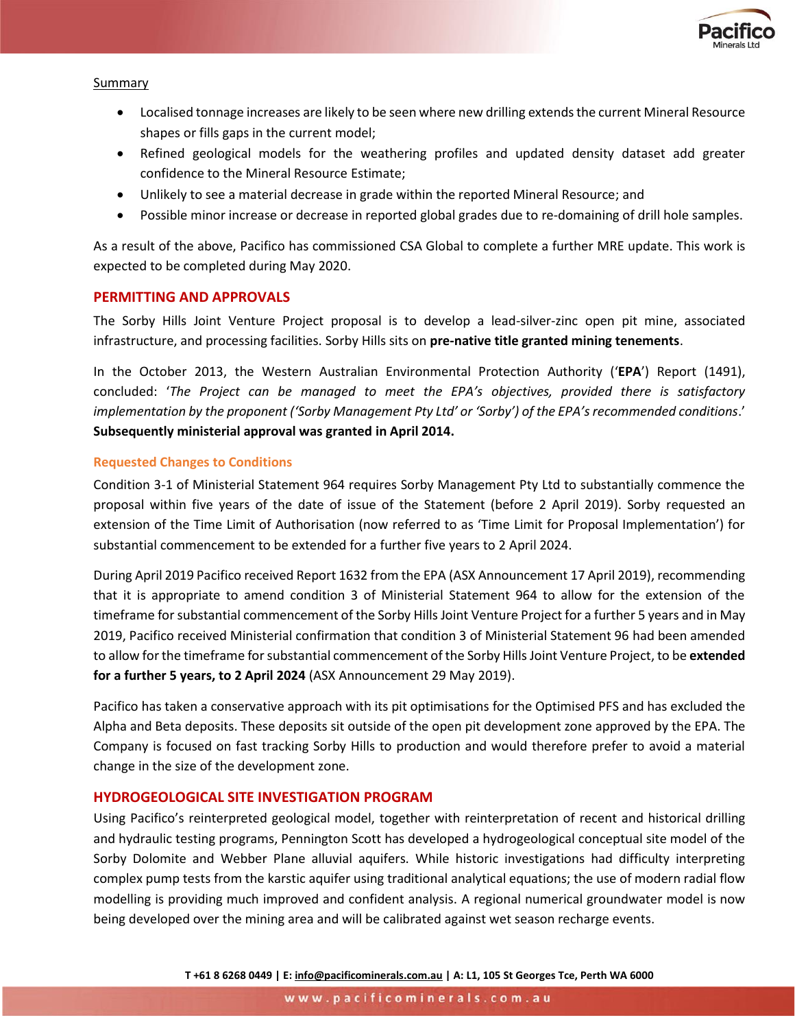Summary

- Localised tonnage increases are likely to be seen where new drilling extends the current Mineral Resource shapes or fills gaps in the current model;
- Refined geological models for the weathering profiles and updated density dataset add greater confidence to the Mineral Resource Estimate;
- Unlikely to see a material decrease in grade within the reported Mineral Resource; and
- Possible minor increase or decrease in reported global grades due to re-domaining of drill hole samples.

As a result of the above, Pacifico has commissioned CSA Global to complete a further MRE update. This work is expected to be completed during May 2020.

## PERMITTING AND APPROVALS

The Sorby Hills Joint Venture Project proposal is to develop a lead-silver-zinc open pit mine, associated infrastructure, and processing facilities. Sorby Hills sits on **pre-native title granted mining tenements**.

In the October 2013, the Western Australian Environmental Protection Authority ('**EPA**') Report (1491), concluded: '*The Project can be managed to meet the EPA's objectives, provided there is satisfactory implementation by the proponent ('Sorby Management Pty Ltd' or 'Sorby') of the EPA's recommended conditions*.' **Subsequently ministerial approval was granted in April 2014.**

### Requested Changes to Conditions

Condition 3-1 of Ministerial Statement 964 requires Sorby Management Pty Ltd to substantially commence the proposal within five years of the date of issue of the Statement (before 2 April 2019). Sorby requested an extension of the Time Limit of Authorisation (now referred to as 'Time Limit for Proposal Implementation') for substantial commencement to be extended for a further five years to 2 April 2024.

During April 2019 Pacifico received Report 1632 from the EPA (ASX Announcement 17 April 2019), recommending that it is appropriate to amend condition 3 of Ministerial Statement 964 to allow for the extension of the timeframe for substantial commencement of the Sorby Hills Joint Venture Project for a further 5 years and in May 2019, Pacifico received Ministerial confirmation that condition 3 of Ministerial Statement 96 had been amended to allow for the timeframe for substantial commencement of the Sorby Hills Joint Venture Project, to be **extended for a further 5 years, to 2 April 2024** (ASX Announcement 29 May 2019).

Pacifico has taken a conservative approach with its pit optimisations for the Optimised PFS and has excluded the Alpha and Beta deposits. These deposits sit outside of the open pit development zone approved by the EPA. The Company is focused on fast tracking Sorby Hills to production and would therefore prefer to avoid a material change in the size of the development zone.

## HYDROGEOLOGICAL SITE INVESTIGATION PROGRAM

Using Pacifico's reinterpreted geological model, together with reinterpretation of recent and historical drilling and hydraulic testing programs, Pennington Scott has developed a hydrogeological conceptual site model of the Sorby Dolomite and Webber Plane alluvial aquifers. While historic investigations had difficulty interpreting complex pump tests from the karstic aquifer using traditional analytical equations; the use of modern radial flow modelling is providing much improved and confident analysis. A regional numerical groundwater model is now being developed over the mining area and will be calibrated against wet season recharge events.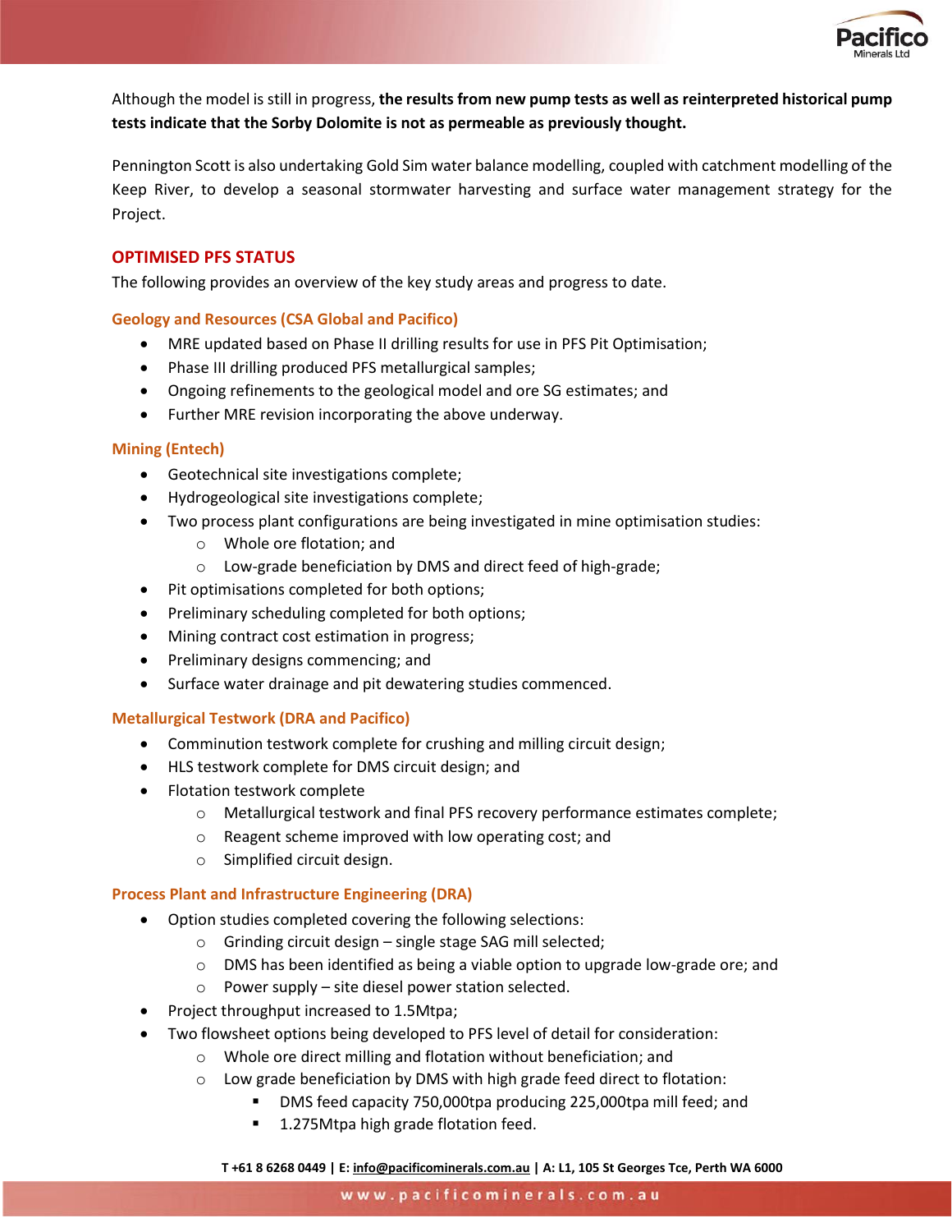Although the model is still in progress, **the results from new pump tests as well as reinterpreted historical pump tests indicate that the Sorby Dolomite is not as permeable as previously thought.**

Pennington Scott is also undertaking Gold Sim water balance modelling, coupled with catchment modelling of the Keep River, to develop a seasonal stormwater harvesting and surface water management strategy for the Project.

## OPTIMISED PFS STATUS

The following provides an overview of the key study areas and progress to date.

### Geology and Resources (CSA Global and Pacifico)

- MRE updated based on Phase II drilling results for use in PFS Pit Optimisation;
- Phase III drilling produced PFS metallurgical samples;
- Ongoing refinements to the geological model and ore SG estimates; and
- Further MRE revision incorporating the above underway.

### Mining (Entech)

- Geotechnical site investigations complete;
- Hydrogeological site investigations complete;
- Two process plant configurations are being investigated in mine optimisation studies:
  - Whole ore flotation; and
  - Low-grade beneficiation by DMS and direct feed of high-grade;
- Pit optimisations completed for both options;
- Preliminary scheduling completed for both options;
- Mining contract cost estimation in progress;
- Preliminary designs commencing; and
- Surface water drainage and pit dewatering studies commenced.

### Metallurgical Testwork (DRA and Pacifico)

- Comminution testwork complete for crushing and milling circuit design;
- HLS testwork complete for DMS circuit design; and
- Flotation testwork complete
  - Metallurgical testwork and final PFS recovery performance estimates complete;
  - Reagent scheme improved with low operating cost; and
  - Simplified circuit design.

### Process Plant and Infrastructure Engineering (DRA)

- Option studies completed covering the following selections:
  - Grinding circuit design – single stage SAG mill selected;
  - DMS has been identified as being a viable option to upgrade low-grade ore; and
  - Power supply – site diesel power station selected.
- Project throughput increased to 1.5Mtpa;
- Two flowsheet options being developed to PFS level of detail for consideration:
  - Whole ore direct milling and flotation without beneficiation; and
  - Low grade beneficiation by DMS with high grade feed direct to flotation:
    - DMS feed capacity 750,000tpa producing 225,000tpa mill feed; and
    - 1.275Mtpa high grade flotation feed.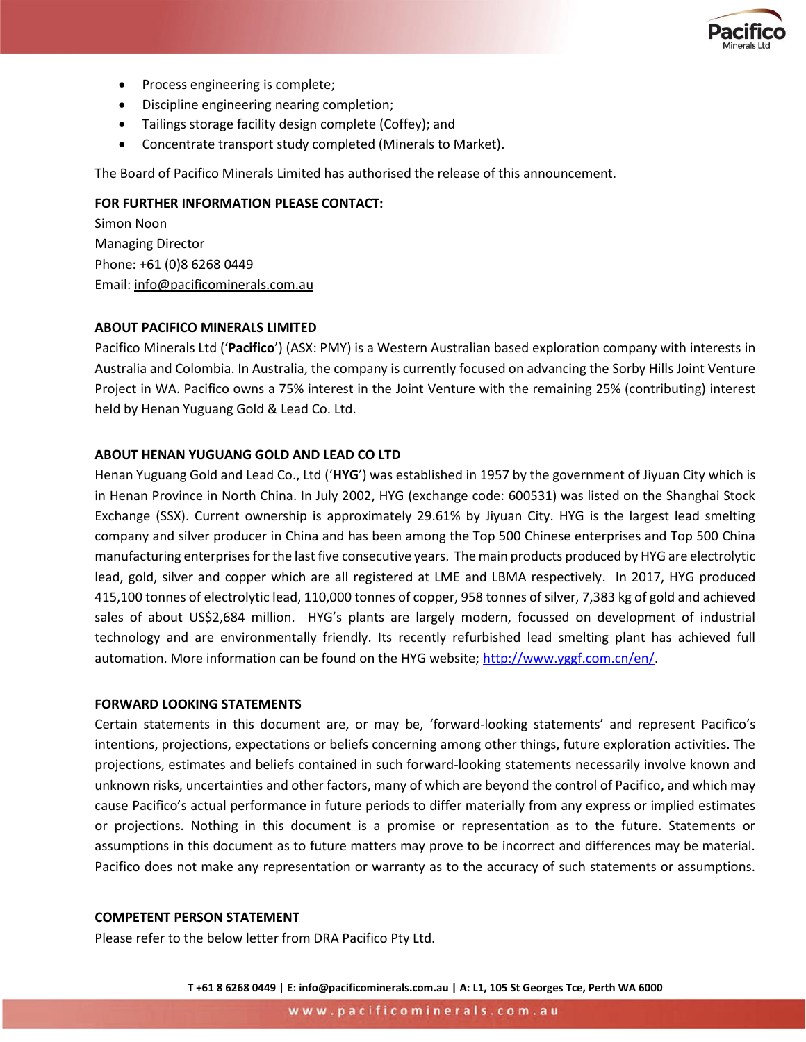- Process engineering is complete;
- Discipline engineering nearing completion;
- Tailings storage facility design complete (Coffey); and
- Concentrate transport study completed (Minerals to Market).

The Board of Pacifico Minerals Limited has authorised the release of this announcement.

**FOR FURTHER INFORMATION PLEASE CONTACT:**
Simon Noon
Managing Director
Phone: +61 (0)8 6268 0449
Email: info@pacificominerals.com.au

**ABOUT PACIFICO MINERALS LIMITED**

Pacifico Minerals Ltd ('**Pacifico**') (ASX: PMY) is a Western Australian based exploration company with interests in Australia and Colombia. In Australia, the company is currently focused on advancing the Sorby Hills Joint Venture Project in WA. Pacifico owns a 75% interest in the Joint Venture with the remaining 25% (contributing) interest held by Henan Yuguang Gold & Lead Co. Ltd.

**ABOUT HENAN YUGUANG GOLD AND LEAD CO LTD**

Henan Yuguang Gold and Lead Co., Ltd ('**HYG**') was established in 1957 by the government of Jiyuan City which is in Henan Province in North China. In July 2002, HYG (exchange code: 600531) was listed on the Shanghai Stock Exchange (SSX). Current ownership is approximately 29.61% by Jiyuan City. HYG is the largest lead smelting company and silver producer in China and has been among the Top 500 Chinese enterprises and Top 500 China manufacturing enterprises for the last five consecutive years. The main products produced by HYG are electrolytic lead, gold, silver and copper which are all registered at LME and LBMA respectively. In 2017, HYG produced 415,100 tonnes of electrolytic lead, 110,000 tonnes of copper, 958 tonnes of silver, 7,383 kg of gold and achieved sales of about US$2,684 million. HYG's plants are largely modern, focussed on development of industrial technology and are environmentally friendly. Its recently refurbished lead smelting plant has achieved full automation. More information can be found on the HYG website; http://www.yggf.com.cn/en/.

**FORWARD LOOKING STATEMENTS**

Certain statements in this document are, or may be, 'forward-looking statements' and represent Pacifico's intentions, projections, expectations or beliefs concerning among other things, future exploration activities. The projections, estimates and beliefs contained in such forward-looking statements necessarily involve known and unknown risks, uncertainties and other factors, many of which are beyond the control of Pacifico, and which may cause Pacifico's actual performance in future periods to differ materially from any express or implied estimates or projections. Nothing in this document is a promise or representation as to the future. Statements or assumptions in this document as to future matters may prove to be incorrect and differences may be material. Pacifico does not make any representation or warranty as to the accuracy of such statements or assumptions.

**COMPETENT PERSON STATEMENT**

Please refer to the below letter from DRA Pacifico Pty Ltd.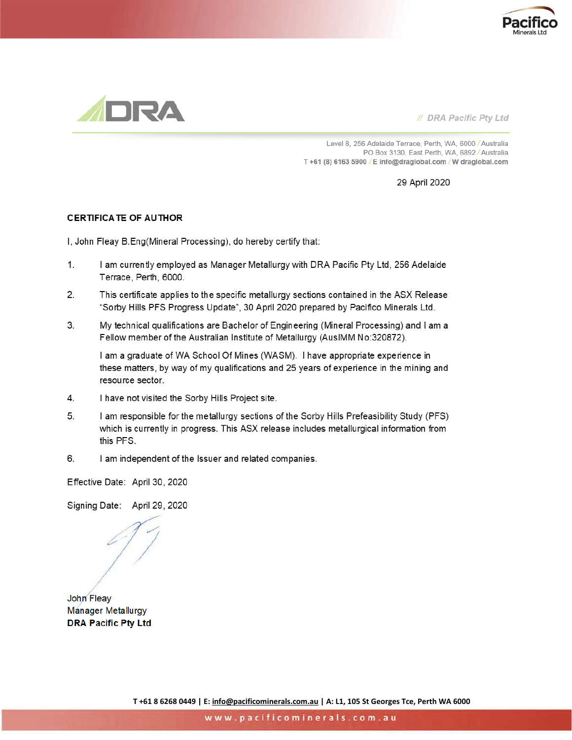// DRA Pacific Pty Ltd

Level 8, 256 Adelaide Terrace, Perth, WA, 6000 / Australia
PO Box 3130, East Perth, WA, 6892 / Australia
T +61 (8) 6163 5900 / E info@draglobal.com / W draglobal.com

29 April 2020

**CERTIFICATE OF AUTHOR**

I, John Fleay B.Eng(Mineral Processing), do hereby certify that:

1. I am currently employed as Manager Metallurgy with DRA Pacific Pty Ltd, 256 Adelaide Terrace, Perth, 6000.
2. This certificate applies to the specific metallurgy sections contained in the ASX Release "Sorby Hills PFS Progress Update", 30 April 2020 prepared by Pacifico Minerals Ltd.
3. My technical qualifications are Bachelor of Engineering (Mineral Processing) and I am a Fellow member of the Australian Institute of Metallurgy (AusIMM No:320872).

   I am a graduate of WA School Of Mines (WASM). I have appropriate experience in these matters, by way of my qualifications and 25 years of experience in the mining and resource sector.
4. I have not visited the Sorby Hills Project site.
5. I am responsible for the metallurgy sections of the Sorby Hills Prefeasibility Study (PFS) which is currently in progress. This ASX release includes metallurgical information from this PFS.
6. I am independent of the Issuer and related companies.

Effective Date: April 30, 2020

Signing Date: April 29, 2020

John Fleay
Manager Metallurgy
**DRA Pacific Pty Ltd**

T +61 8 6268 0449 | E: info@pacificominerals.com.au | A: L1, 105 St Georges Tce, Perth WA 6000

www.pacificominerals.com.au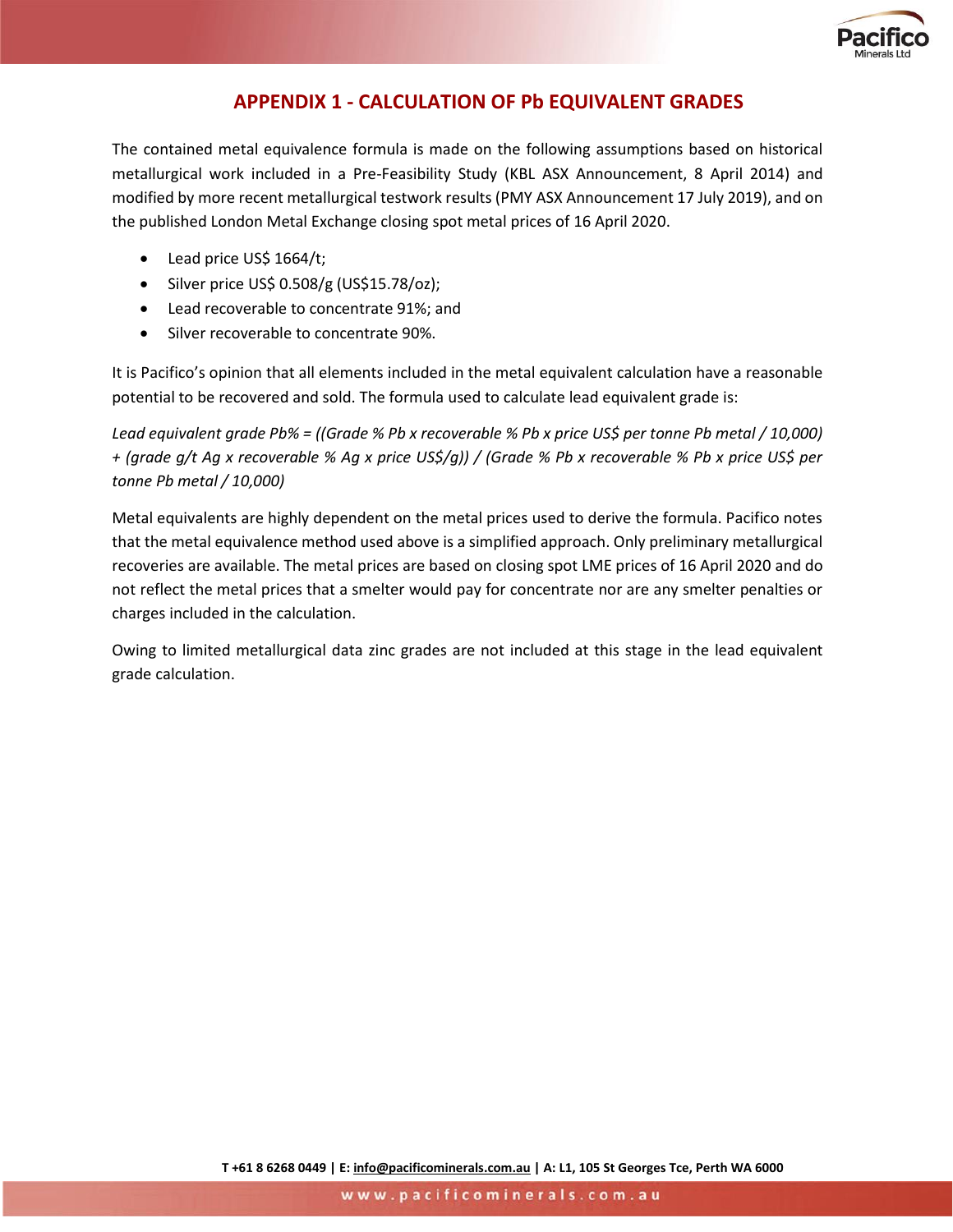## APPENDIX 1 - CALCULATION OF Pb EQUIVALENT GRADES

The contained metal equivalence formula is made on the following assumptions based on historical metallurgical work included in a Pre-Feasibility Study (KBL ASX Announcement, 8 April 2014) and modified by more recent metallurgical testwork results (PMY ASX Announcement 17 July 2019), and on the published London Metal Exchange closing spot metal prices of 16 April 2020.

- Lead price US$ 1664/t;
- Silver price US$ 0.508/g (US$15.78/oz);
- Lead recoverable to concentrate 91%; and
- Silver recoverable to concentrate 90%.

It is Pacifico's opinion that all elements included in the metal equivalent calculation have a reasonable potential to be recovered and sold. The formula used to calculate lead equivalent grade is:

*Lead equivalent grade Pb% = ((Grade % Pb x recoverable % Pb x price US$ per tonne Pb metal / 10,000) + (grade g/t Ag x recoverable % Ag x price US$/g)) / (Grade % Pb x recoverable % Pb x price US$ per tonne Pb metal / 10,000)*

Metal equivalents are highly dependent on the metal prices used to derive the formula. Pacifico notes that the metal equivalence method used above is a simplified approach. Only preliminary metallurgical recoveries are available. The metal prices are based on closing spot LME prices of 16 April 2020 and do not reflect the metal prices that a smelter would pay for concentrate nor are any smelter penalties or charges included in the calculation.

Owing to limited metallurgical data zinc grades are not included at this stage in the lead equivalent grade calculation.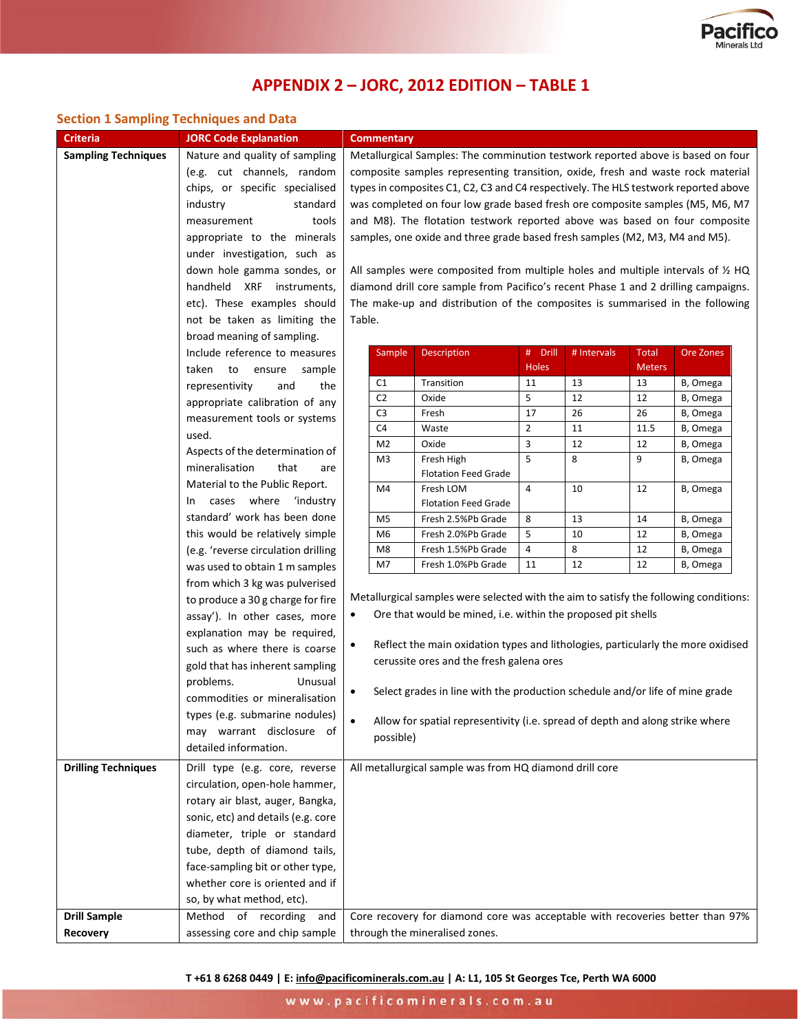# APPENDIX 2 – JORC, 2012 EDITION – TABLE 1

## Section 1 Sampling Techniques and Data

| Criteria | JORC Code Explanation | Commentary |
|---|---|---|
| **Sampling Techniques** | Nature and quality of sampling (e.g. cut channels, random chips, or specific specialised industry standard measurement tools appropriate to the minerals under investigation, such as down hole gamma sondes, or handheld XRF instruments, etc). These examples should not be taken as limiting the broad meaning of sampling.<br>Include reference to measures taken to ensure sample representivity and the appropriate calibration of any measurement tools or systems used.<br>Aspects of the determination of mineralisation that are Material to the Public Report.<br>In cases where 'industry standard' work has been done this would be relatively simple (e.g. 'reverse circulation drilling was used to obtain 1 m samples from which 3 kg was pulverised to produce a 30 g charge for fire assay'). In other cases, more explanation may be required, such as where there is coarse gold that has inherent sampling problems. Unusual commodities or mineralisation types (e.g. submarine nodules) may warrant disclosure of detailed information. | Metallurgical Samples: The comminution testwork reported above is based on four composite samples representing transition, oxide, fresh and waste rock material types in composites C1, C2, C3 and C4 respectively. The HLS testwork reported above was completed on four low grade based fresh ore composite samples (M5, M6, M7 and M8). The flotation testwork reported above was based on four composite samples, one oxide and three grade based fresh samples (M2, M3, M4 and M5).<br><br>All samples were composited from multiple holes and multiple intervals of ½ HQ diamond drill core sample from Pacifico's recent Phase 1 and 2 drilling campaigns. The make-up and distribution of the composites is summarised in the following Table.<br><br>(see table below)<br><br>Metallurgical samples were selected with the aim to satisfy the following conditions:<br>• Ore that would be mined, i.e. within the proposed pit shells<br>• Reflect the main oxidation types and lithologies, particularly the more oxidised cerussite ores and the fresh galena ores<br>• Select grades in line with the production schedule and/or life of mine grade<br>• Allow for spatial representivity (i.e. spread of depth and along strike where possible) |
| **Drilling Techniques** | Drill type (e.g. core, reverse circulation, open-hole hammer, rotary air blast, auger, Bangka, sonic, etc) and details (e.g. core diameter, triple or standard tube, depth of diamond tails, face-sampling bit or other type, whether core is oriented and if so, by what method, etc). | All metallurgical sample was from HQ diamond drill core |
| **Drill Sample Recovery** | Method of recording and assessing core and chip sample | Core recovery for diamond core was acceptable with recoveries better than 97% through the mineralised zones. |

| Sample | Description | # Drill Holes | # Intervals | Total Meters | Ore Zones |
|---|---|---|---|---|---|
| C1 | Transition | 11 | 13 | 13 | B, Omega |
| C2 | Oxide | 5 | 12 | 12 | B, Omega |
| C3 | Fresh | 17 | 26 | 26 | B, Omega |
| C4 | Waste | 2 | 11 | 11.5 | B, Omega |
| M2 | Oxide | 3 | 12 | 12 | B, Omega |
| M3 | Fresh High Flotation Feed Grade | 5 | 8 | 9 | B, Omega |
| M4 | Fresh LOM Flotation Feed Grade | 4 | 10 | 12 | B, Omega |
| M5 | Fresh 2.5%Pb Grade | 8 | 13 | 14 | B, Omega |
| M6 | Fresh 2.0%Pb Grade | 5 | 10 | 12 | B, Omega |
| M8 | Fresh 1.5%Pb Grade | 4 | 8 | 12 | B, Omega |
| M7 | Fresh 1.0%Pb Grade | 11 | 12 | 12 | B, Omega |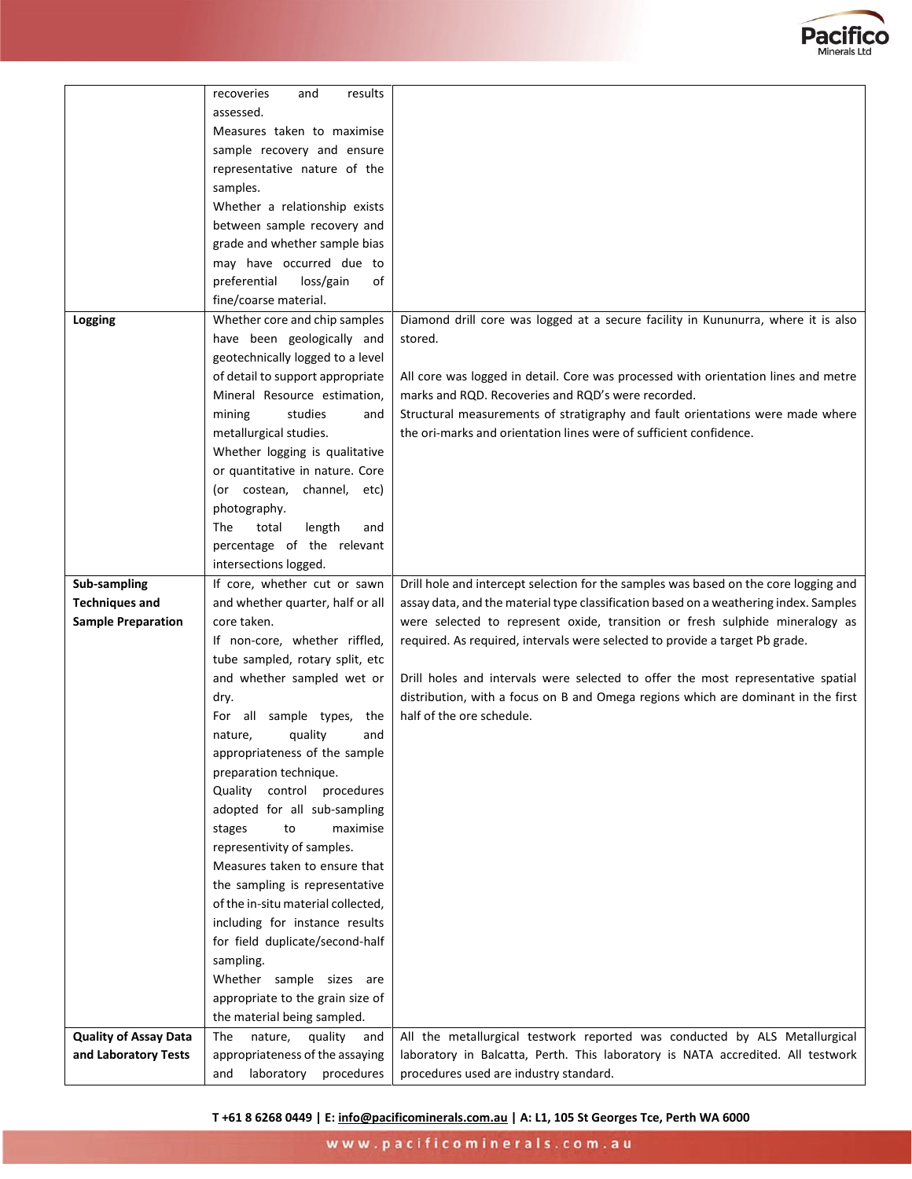| | | |
|---|---|---|
| | recoveries and results assessed.<br>Measures taken to maximise sample recovery and ensure representative nature of the samples.<br>Whether a relationship exists between sample recovery and grade and whether sample bias may have occurred due to preferential loss/gain of fine/coarse material. | |
| **Logging** | Whether core and chip samples have been geologically and geotechnically logged to a level of detail to support appropriate Mineral Resource estimation, mining studies and metallurgical studies.<br>Whether logging is qualitative or quantitative in nature. Core (or costean, channel, etc) photography.<br>The total length and percentage of the relevant intersections logged. | Diamond drill core was logged at a secure facility in Kununurra, where it is also stored.<br><br>All core was logged in detail. Core was processed with orientation lines and metre marks and RQD. Recoveries and RQD's were recorded.<br>Structural measurements of stratigraphy and fault orientations were made where the ori-marks and orientation lines were of sufficient confidence. |
| **Sub-sampling Techniques and Sample Preparation** | If core, whether cut or sawn and whether quarter, half or all core taken.<br>If non-core, whether riffled, tube sampled, rotary split, etc and whether sampled wet or dry.<br>For all sample types, the nature, quality and appropriateness of the sample preparation technique.<br>Quality control procedures adopted for all sub-sampling stages to maximise representivity of samples.<br>Measures taken to ensure that the sampling is representative of the in-situ material collected, including for instance results for field duplicate/second-half sampling.<br>Whether sample sizes are appropriate to the grain size of the material being sampled. | Drill hole and intercept selection for the samples was based on the core logging and assay data, and the material type classification based on a weathering index. Samples were selected to represent oxide, transition or fresh sulphide mineralogy as required. As required, intervals were selected to provide a target Pb grade.<br><br>Drill holes and intervals were selected to offer the most representative spatial distribution, with a focus on B and Omega regions which are dominant in the first half of the ore schedule. |
| **Quality of Assay Data and Laboratory Tests** | The nature, quality and appropriateness of the assaying and laboratory procedures | All the metallurgical testwork reported was conducted by ALS Metallurgical laboratory in Balcatta, Perth. This laboratory is NATA accredited. All testwork procedures used are industry standard. |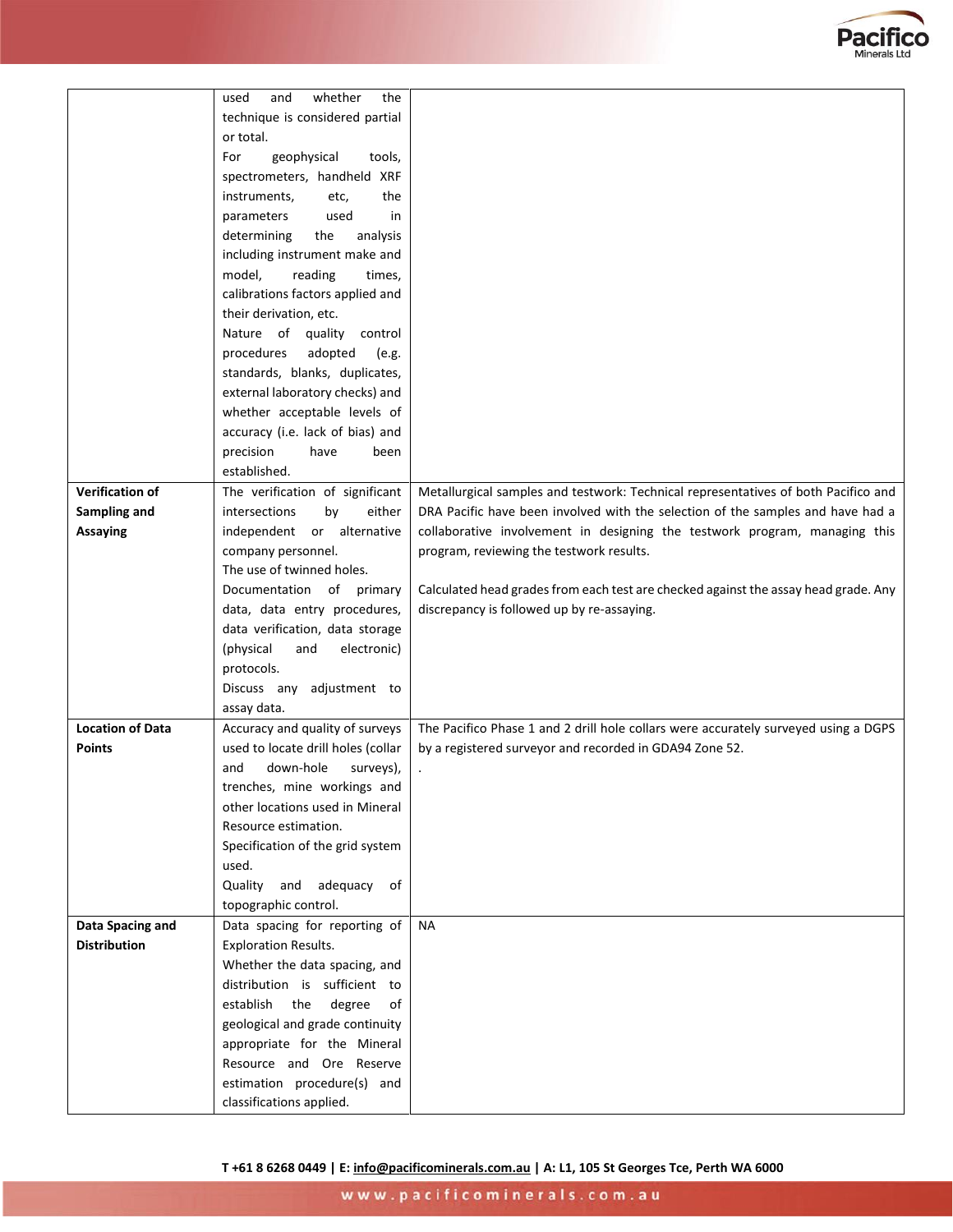| | | |
|---|---|---|
| | used and whether the technique is considered partial or total.<br>For geophysical tools, spectrometers, handheld XRF instruments, etc, the parameters used in determining the analysis including instrument make and model, reading times, calibrations factors applied and their derivation, etc.<br>Nature of quality control procedures adopted (e.g. standards, blanks, duplicates, external laboratory checks) and whether acceptable levels of accuracy (i.e. lack of bias) and precision have been established. | |
| **Verification of Sampling and Assaying** | The verification of significant intersections by either independent or alternative company personnel.<br>The use of twinned holes.<br>Documentation of primary data, data entry procedures, data verification, data storage (physical and electronic) protocols.<br>Discuss any adjustment to assay data. | Metallurgical samples and testwork: Technical representatives of both Pacifico and DRA Pacific have been involved with the selection of the samples and have had a collaborative involvement in designing the testwork program, managing this program, reviewing the testwork results.<br><br>Calculated head grades from each test are checked against the assay head grade. Any discrepancy is followed up by re-assaying. |
| **Location of Data Points** | Accuracy and quality of surveys used to locate drill holes (collar and down-hole surveys), trenches, mine workings and other locations used in Mineral Resource estimation.<br>Specification of the grid system used.<br>Quality and adequacy of topographic control. | The Pacifico Phase 1 and 2 drill hole collars were accurately surveyed using a DGPS by a registered surveyor and recorded in GDA94 Zone 52.<br>. |
| **Data Spacing and Distribution** | Data spacing for reporting of Exploration Results.<br>Whether the data spacing, and distribution is sufficient to establish the degree of geological and grade continuity appropriate for the Mineral Resource and Ore Reserve estimation procedure(s) and classifications applied. | NA |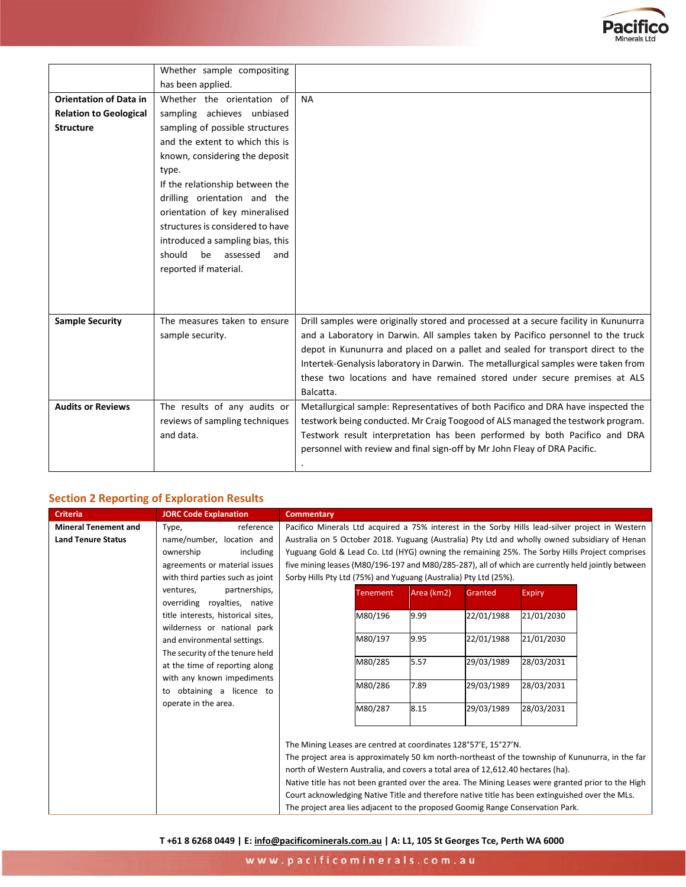| | | |
|---|---|---|
| | Whether sample compositing has been applied. | |
| **Orientation of Data in Relation to Geological Structure** | Whether the orientation of sampling achieves unbiased sampling of possible structures and the extent to which this is known, considering the deposit type.<br>If the relationship between the drilling orientation and the orientation of key mineralised structures is considered to have introduced a sampling bias, this should be assessed and reported if material. | NA |
| **Sample Security** | The measures taken to ensure sample security. | Drill samples were originally stored and processed at a secure facility in Kununurra and a Laboratory in Darwin. All samples taken by Pacifico personnel to the truck depot in Kununurra and placed on a pallet and sealed for transport direct to the Intertek-Genalysis laboratory in Darwin. The metallurgical samples were taken from these two locations and have remained stored under secure premises at ALS Balcatta. |
| **Audits or Reviews** | The results of any audits or reviews of sampling techniques and data. | Metallurgical sample: Representatives of both Pacifico and DRA have inspected the testwork being conducted. Mr Craig Toogood of ALS managed the testwork program. Testwork result interpretation has been performed by both Pacifico and DRA personnel with review and final sign-off by Mr John Fleay of DRA Pacific.<br>. |

## Section 2 Reporting of Exploration Results

| Criteria | JORC Code Explanation | Commentary |
|---|---|---|
| **Mineral Tenement and Land Tenure Status** | Type, reference name/number, location and ownership including agreements or material issues with third parties such as joint ventures, partnerships, overriding royalties, native title interests, historical sites, wilderness or national park and environmental settings.<br>The security of the tenure held at the time of reporting along with any known impediments to obtaining a licence to operate in the area. | Pacifico Minerals Ltd acquired a 75% interest in the Sorby Hills lead-silver project in Western Australia on 5 October 2018. Yuguang (Australia) Pty Ltd and wholly owned subsidiary of Henan Yuguang Gold & Lead Co. Ltd (HYG) owning the remaining 25%. The Sorby Hills Project comprises five mining leases (M80/196-197 and M80/285-287), all of which are currently held jointly between Sorby Hills Pty Ltd (75%) and Yuguang (Australia) Pty Ltd (25%).<br><br>Tenement / Area (km2) / Granted / Expiry:<br>M80/196 / 9.99 / 22/01/1988 / 21/01/2030<br>M80/197 / 9.95 / 22/01/1988 / 21/01/2030<br>M80/285 / 5.57 / 29/03/1989 / 28/03/2031<br>M80/286 / 7.89 / 29/03/1989 / 28/03/2031<br>M80/287 / 8.15 / 29/03/1989 / 28/03/2031<br><br>The Mining Leases are centred at coordinates 128°57'E, 15°27'N.<br>The project area is approximately 50 km north-northeast of the township of Kununurra, in the far north of Western Australia, and covers a total area of 12,612.40 hectares (ha).<br>Native title has not been granted over the area. The Mining Leases were granted prior to the High Court acknowledging Native Title and therefore native title has been extinguished over the MLs.<br>The project area lies adjacent to the proposed Goomig Range Conservation Park. |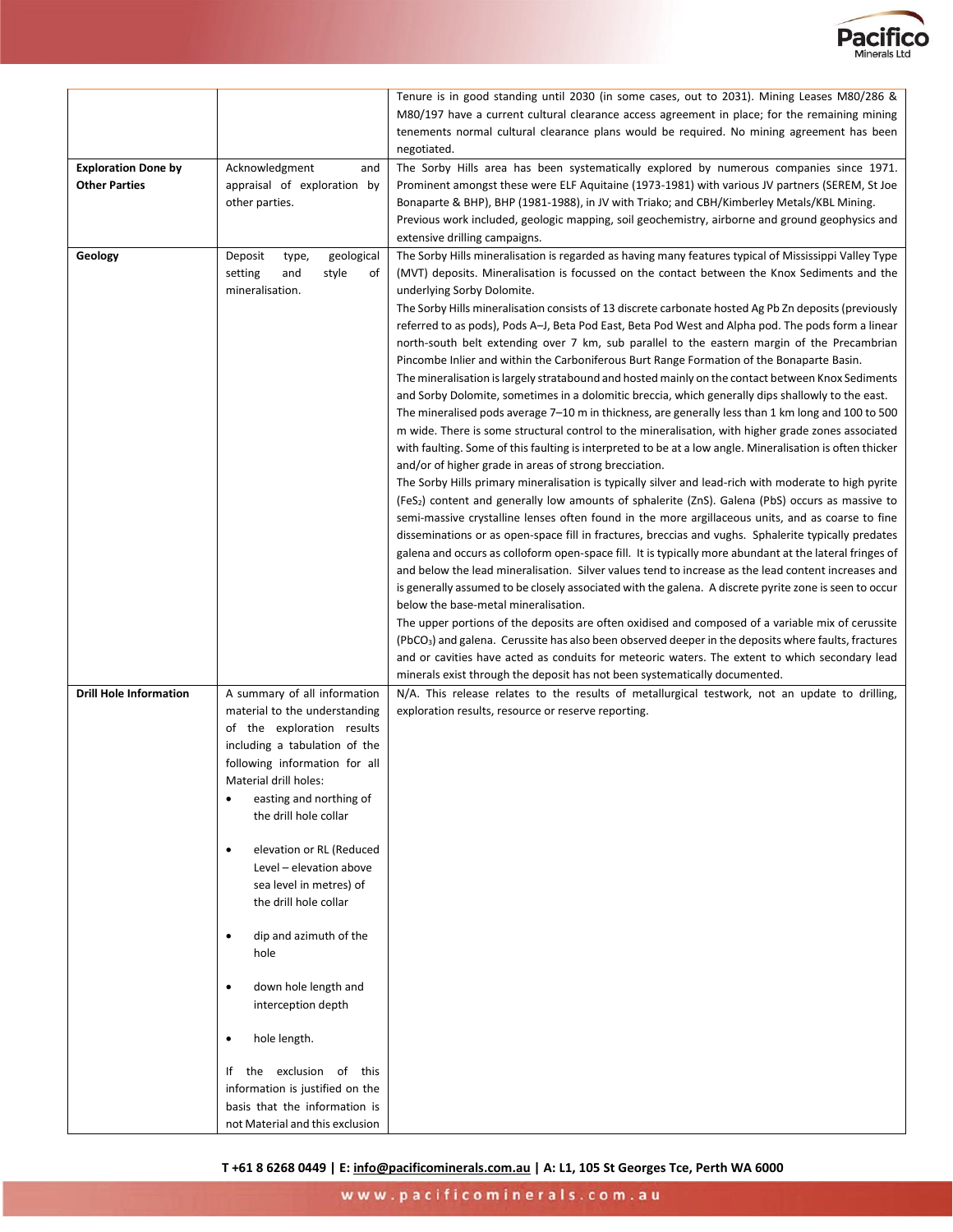| | | |
|---|---|---|
| | | Tenure is in good standing until 2030 (in some cases, out to 2031). Mining Leases M80/286 & M80/197 have a current cultural clearance access agreement in place; for the remaining mining tenements normal cultural clearance plans would be required. No mining agreement has been negotiated. |
| **Exploration Done by Other Parties** | Acknowledgment and appraisal of exploration by other parties. | The Sorby Hills area has been systematically explored by numerous companies since 1971. Prominent amongst these were ELF Aquitaine (1973-1981) with various JV partners (SEREM, St Joe Bonaparte & BHP), BHP (1981-1988), in JV with Triako; and CBH/Kimberley Metals/KBL Mining.<br>Previous work included, geologic mapping, soil geochemistry, airborne and ground geophysics and extensive drilling campaigns. |
| **Geology** | Deposit type, geological setting and style of mineralisation. | The Sorby Hills mineralisation is regarded as having many features typical of Mississippi Valley Type (MVT) deposits. Mineralisation is focussed on the contact between the Knox Sediments and the underlying Sorby Dolomite.<br>The Sorby Hills mineralisation consists of 13 discrete carbonate hosted Ag Pb Zn deposits (previously referred to as pods), Pods A–J, Beta Pod East, Beta Pod West and Alpha pod. The pods form a linear north-south belt extending over 7 km, sub parallel to the eastern margin of the Precambrian Pincombe Inlier and within the Carboniferous Burt Range Formation of the Bonaparte Basin.<br>The mineralisation is largely stratabound and hosted mainly on the contact between Knox Sediments and Sorby Dolomite, sometimes in a dolomitic breccia, which generally dips shallowly to the east.<br>The mineralised pods average 7–10 m in thickness, are generally less than 1 km long and 100 to 500 m wide. There is some structural control to the mineralisation, with higher grade zones associated with faulting. Some of this faulting is interpreted to be at a low angle. Mineralisation is often thicker and/or of higher grade in areas of strong brecciation.<br>The Sorby Hills primary mineralisation is typically silver and lead-rich with moderate to high pyrite ($FeS_2$) content and generally low amounts of sphalerite (ZnS). Galena (PbS) occurs as massive to semi-massive crystalline lenses often found in the more argillaceous units, and as coarse to fine disseminations or as open-space fill in fractures, breccias and vughs. Sphalerite typically predates galena and occurs as colloform open-space fill. It is typically more abundant at the lateral fringes of and below the lead mineralisation. Silver values tend to increase as the lead content increases and is generally assumed to be closely associated with the galena. A discrete pyrite zone is seen to occur below the base-metal mineralisation.<br>The upper portions of the deposits are often oxidised and composed of a variable mix of cerussite ($PbCO_3$) and galena. Cerussite has also been observed deeper in the deposits where faults, fractures and or cavities have acted as conduits for meteoric waters. The extent to which secondary lead minerals exist through the deposit has not been systematically documented. |
| **Drill Hole Information** | A summary of all information material to the understanding of the exploration results including a tabulation of the following information for all Material drill holes:<br>• easting and northing of the drill hole collar<br>• elevation or RL (Reduced Level – elevation above sea level in metres) of the drill hole collar<br>• dip and azimuth of the hole<br>• down hole length and interception depth<br>• hole length.<br>If the exclusion of this information is justified on the basis that the information is not Material and this exclusion | N/A. This release relates to the results of metallurgical testwork, not an update to drilling, exploration results, resource or reserve reporting. |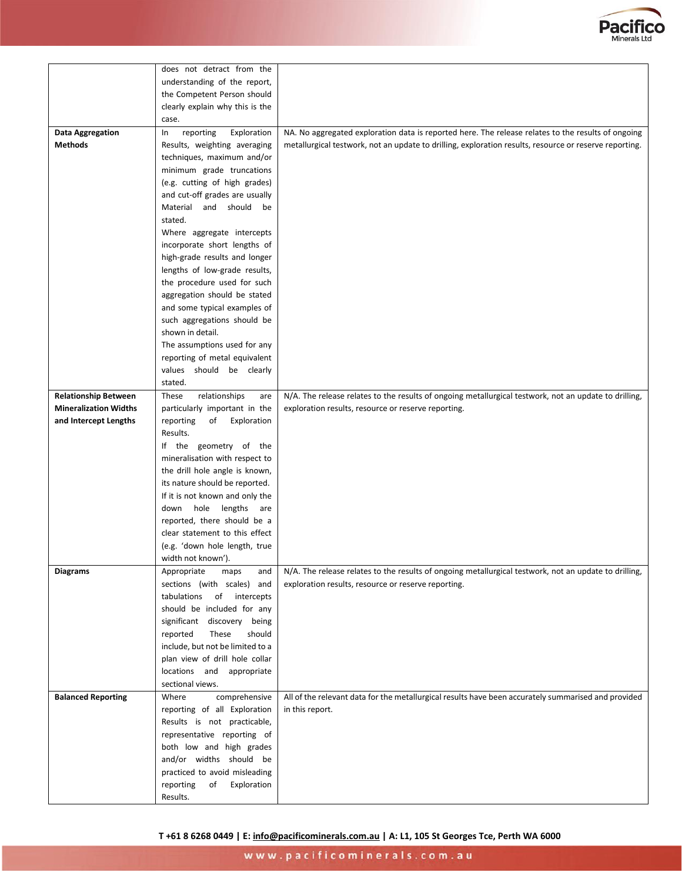| | | |
|---|---|---|
| | does not detract from the understanding of the report, the Competent Person should clearly explain why this is the case. | |
| **Data Aggregation Methods** | In reporting Exploration Results, weighting averaging techniques, maximum and/or minimum grade truncations (e.g. cutting of high grades) and cut-off grades are usually Material and should be stated. Where aggregate intercepts incorporate short lengths of high-grade results and longer lengths of low-grade results, the procedure used for such aggregation should be stated and some typical examples of such aggregations should be shown in detail. The assumptions used for any reporting of metal equivalent values should be clearly stated. | NA. No aggregated exploration data is reported here. The release relates to the results of ongoing metallurgical testwork, not an update to drilling, exploration results, resource or reserve reporting. |
| **Relationship Between Mineralization Widths and Intercept Lengths** | These relationships are particularly important in the reporting of Exploration Results. If the geometry of the mineralisation with respect to the drill hole angle is known, its nature should be reported. If it is not known and only the down hole lengths are reported, there should be a clear statement to this effect (e.g. 'down hole length, true width not known'). | N/A. The release relates to the results of ongoing metallurgical testwork, not an update to drilling, exploration results, resource or reserve reporting. |
| **Diagrams** | Appropriate maps and sections (with scales) and tabulations of intercepts should be included for any significant discovery being reported These should include, but not be limited to a plan view of drill hole collar locations and appropriate sectional views. | N/A. The release relates to the results of ongoing metallurgical testwork, not an update to drilling, exploration results, resource or reserve reporting. |
| **Balanced Reporting** | Where comprehensive reporting of all Exploration Results is not practicable, representative reporting of both low and high grades and/or widths should be practiced to avoid misleading reporting of Exploration Results. | All of the relevant data for the metallurgical results have been accurately summarised and provided in this report. |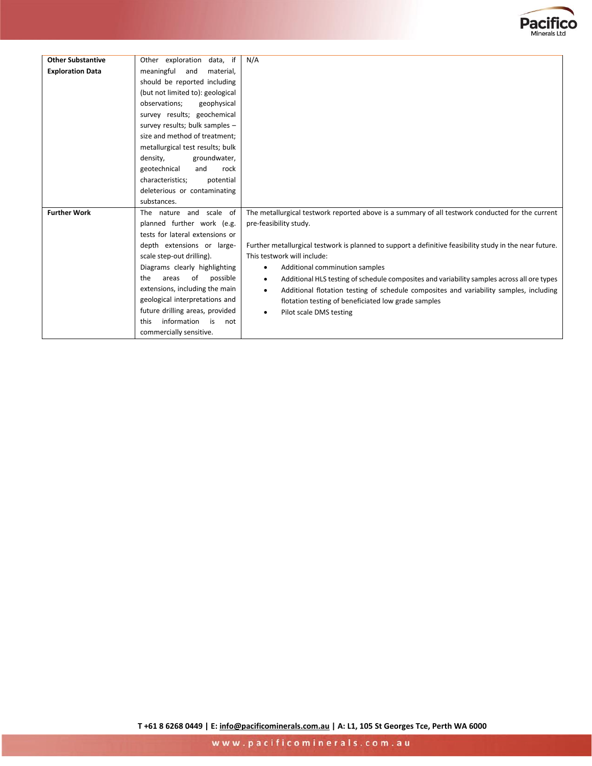| | | |
|---|---|---|
| **Other Substantive Exploration Data** | Other exploration data, if meaningful and material, should be reported including (but not limited to): geological observations; geophysical survey results; geochemical survey results; bulk samples – size and method of treatment; metallurgical test results; bulk density, groundwater, geotechnical and rock characteristics; potential deleterious or contaminating substances. | N/A |
| **Further Work** | The nature and scale of planned further work (e.g. tests for lateral extensions or depth extensions or large-scale step-out drilling). Diagrams clearly highlighting the areas of possible extensions, including the main geological interpretations and future drilling areas, provided this information is not commercially sensitive. | The metallurgical testwork reported above is a summary of all testwork conducted for the current pre-feasibility study.<br><br>Further metallurgical testwork is planned to support a definitive feasibility study in the near future. This testwork will include:<br>• Additional comminution samples<br>• Additional HLS testing of schedule composites and variability samples across all ore types<br>• Additional flotation testing of schedule composites and variability samples, including flotation testing of beneficiated low grade samples<br>• Pilot scale DMS testing |